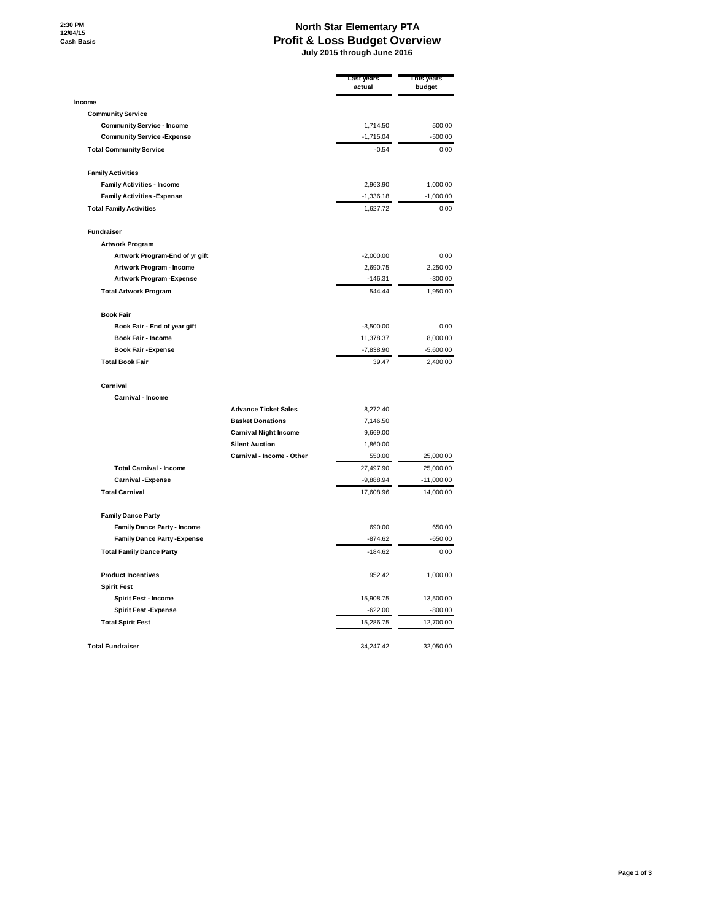2:30 PM
12/04/15
Cash Basis

# North Star Elementary PTA
## Profit & Loss Budget Overview
**July 2015 through June 2016**

| | | Last years actual | This years budget |
|---|---|---|---|
| **Income** | | | |
| **Community Service** | | | |
| **Community Service - Income** | | 1,714.50 | 500.00 |
| **Community Service -Expense** | | -1,715.04 | -500.00 |
| **Total Community Service** | | -0.54 | 0.00 |
| **Family Activities** | | | |
| **Family Activities - Income** | | 2,963.90 | 1,000.00 |
| **Family Activities -Expense** | | -1,336.18 | -1,000.00 |
| **Total Family Activities** | | 1,627.72 | 0.00 |
| **Fundraiser** | | | |
| **Artwork Program** | | | |
| **Artwork Program-End of yr gift** | | -2,000.00 | 0.00 |
| **Artwork Program - Income** | | 2,690.75 | 2,250.00 |
| **Artwork Program -Expense** | | -146.31 | -300.00 |
| **Total Artwork Program** | | 544.44 | 1,950.00 |
| **Book Fair** | | | |
| **Book Fair - End of year gift** | | -3,500.00 | 0.00 |
| **Book Fair - Income** | | 11,378.37 | 8,000.00 |
| **Book Fair -Expense** | | -7,838.90 | -5,600.00 |
| **Total Book Fair** | | 39.47 | 2,400.00 |
| **Carnival** | | | |
| **Carnival - Income** | | | |
| | **Advance Ticket Sales** | 8,272.40 | |
| | **Basket Donations** | 7,146.50 | |
| | **Carnival Night Income** | 9,669.00 | |
| | **Silent Auction** | 1,860.00 | |
| | **Carnival - Income - Other** | 550.00 | 25,000.00 |
| **Total Carnival - Income** | | 27,497.90 | 25,000.00 |
| **Carnival -Expense** | | -9,888.94 | -11,000.00 |
| **Total Carnival** | | 17,608.96 | 14,000.00 |
| **Family Dance Party** | | | |
| **Family Dance Party - Income** | | 690.00 | 650.00 |
| **Family Dance Party -Expense** | | -874.62 | -650.00 |
| **Total Family Dance Party** | | -184.62 | 0.00 |
| **Product Incentives** | | 952.42 | 1,000.00 |
| **Spirit Fest** | | | |
| **Spirit Fest - Income** | | 15,908.75 | 13,500.00 |
| **Spirit Fest -Expense** | | -622.00 | -800.00 |
| **Total Spirit Fest** | | 15,286.75 | 12,700.00 |
| **Total Fundraiser** | | 34,247.42 | 32,050.00 |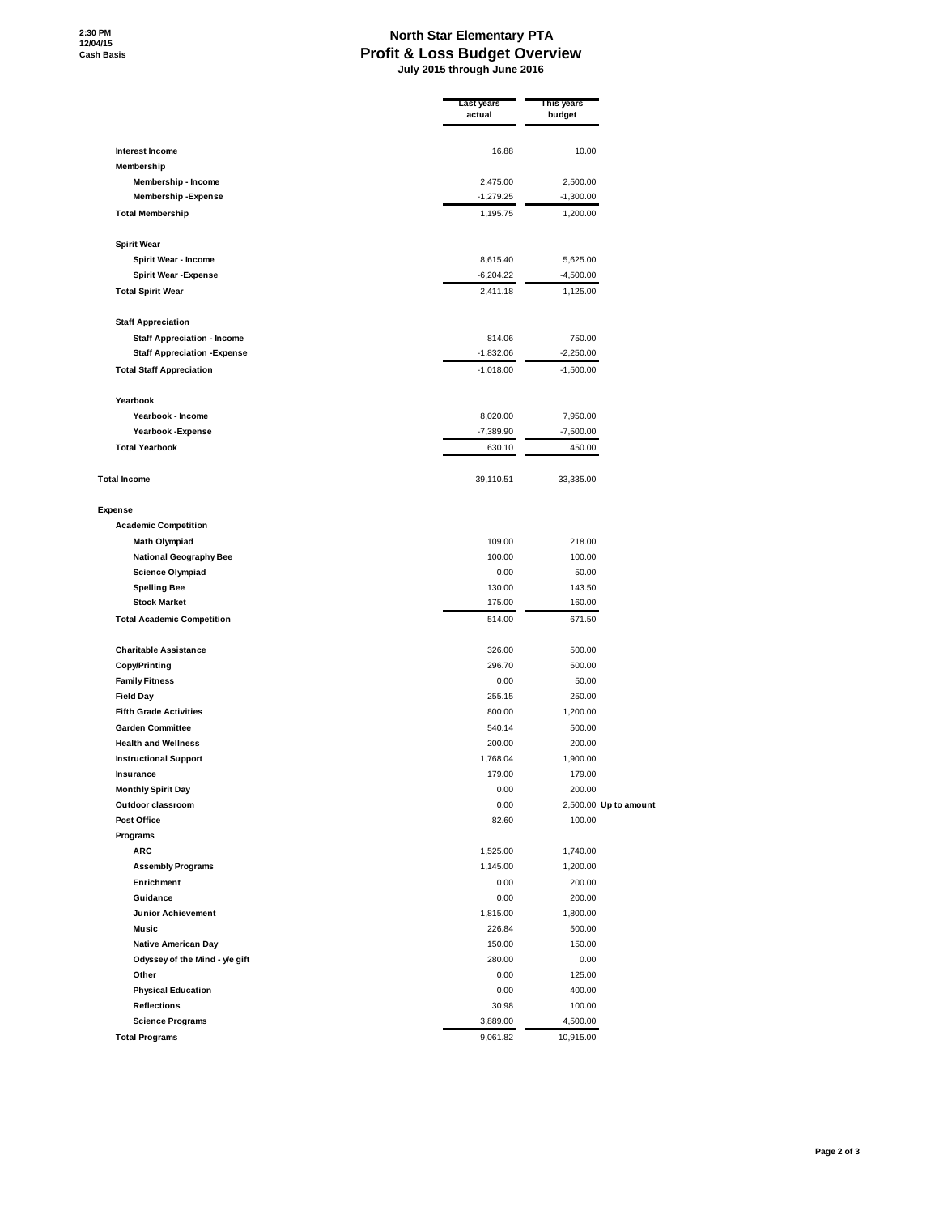# North Star Elementary PTA

## Profit & Loss Budget Overview

### July 2015 through June 2016

2:30 PM
12/04/15
Cash Basis

| | Last years actual | This years budget | |
|---|---|---|---|
| Interest Income | 16.88 | 10.00 | |
| Membership | | | |
| Membership - Income | 2,475.00 | 2,500.00 | |
| Membership -Expense | -1,279.25 | -1,300.00 | |
| Total Membership | 1,195.75 | 1,200.00 | |
| Spirit Wear | | | |
| Spirit Wear - Income | 8,615.40 | 5,625.00 | |
| Spirit Wear -Expense | -6,204.22 | -4,500.00 | |
| Total Spirit Wear | 2,411.18 | 1,125.00 | |
| Staff Appreciation | | | |
| Staff Appreciation - Income | 814.06 | 750.00 | |
| Staff Appreciation -Expense | -1,832.06 | -2,250.00 | |
| Total Staff Appreciation | -1,018.00 | -1,500.00 | |
| Yearbook | | | |
| Yearbook - Income | 8,020.00 | 7,950.00 | |
| Yearbook -Expense | -7,389.90 | -7,500.00 | |
| Total Yearbook | 630.10 | 450.00 | |
| Total Income | 39,110.51 | 33,335.00 | |
| Expense | | | |
| Academic Competition | | | |
| Math Olympiad | 109.00 | 218.00 | |
| National Geography Bee | 100.00 | 100.00 | |
| Science Olympiad | 0.00 | 50.00 | |
| Spelling Bee | 130.00 | 143.50 | |
| Stock Market | 175.00 | 160.00 | |
| Total Academic Competition | 514.00 | 671.50 | |
| Charitable Assistance | 326.00 | 500.00 | |
| Copy/Printing | 296.70 | 500.00 | |
| Family Fitness | 0.00 | 50.00 | |
| Field Day | 255.15 | 250.00 | |
| Fifth Grade Activities | 800.00 | 1,200.00 | |
| Garden Committee | 540.14 | 500.00 | |
| Health and Wellness | 200.00 | 200.00 | |
| Instructional Support | 1,768.04 | 1,900.00 | |
| Insurance | 179.00 | 179.00 | |
| Monthly Spirit Day | 0.00 | 200.00 | |
| Outdoor classroom | 0.00 | 2,500.00 | Up to amount |
| Post Office | 82.60 | 100.00 | |
| Programs | | | |
| ARC | 1,525.00 | 1,740.00 | |
| Assembly Programs | 1,145.00 | 1,200.00 | |
| Enrichment | 0.00 | 200.00 | |
| Guidance | 0.00 | 200.00 | |
| Junior Achievement | 1,815.00 | 1,800.00 | |
| Music | 226.84 | 500.00 | |
| Native American Day | 150.00 | 150.00 | |
| Odyssey of the Mind - y/e gift | 280.00 | 0.00 | |
| Other | 0.00 | 125.00 | |
| Physical Education | 0.00 | 400.00 | |
| Reflections | 30.98 | 100.00 | |
| Science Programs | 3,889.00 | 4,500.00 | |
| Total Programs | 9,061.82 | 10,915.00 | |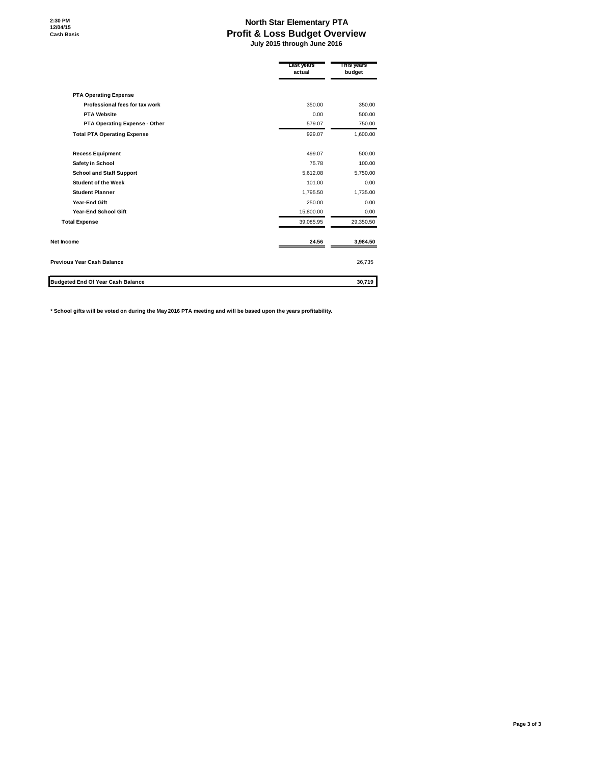2:30 PM
12/04/15
Cash Basis

# North Star Elementary PTA
## Profit & Loss Budget Overview
**July 2015 through June 2016**

| | Last years actual | This years budget |
|---|---|---|
| **PTA Operating Expense** | | |
| **Professional fees for tax work** | 350.00 | 350.00 |
| **PTA Website** | 0.00 | 500.00 |
| **PTA Operating Expense - Other** | 579.07 | 750.00 |
| **Total PTA Operating Expense** | 929.07 | 1,600.00 |
| **Recess Equipment** | 499.07 | 500.00 |
| **Safety in School** | 75.78 | 100.00 |
| **School and Staff Support** | 5,612.08 | 5,750.00 |
| **Student of the Week** | 101.00 | 0.00 |
| **Student Planner** | 1,795.50 | 1,735.00 |
| **Year-End Gift** | 250.00 | 0.00 |
| **Year-End School Gift** | 15,800.00 | 0.00 |
| **Total Expense** | 39,085.95 | 29,350.50 |
| **Net Income** | **24.56** | **3,984.50** |
| **Previous Year Cash Balance** | | 26,735 |
| **Budgeted End Of Year Cash Balance** | | **30,719** |

**\* School gifts will be voted on during the May 2016 PTA meeting and will be based upon the years profitability.**